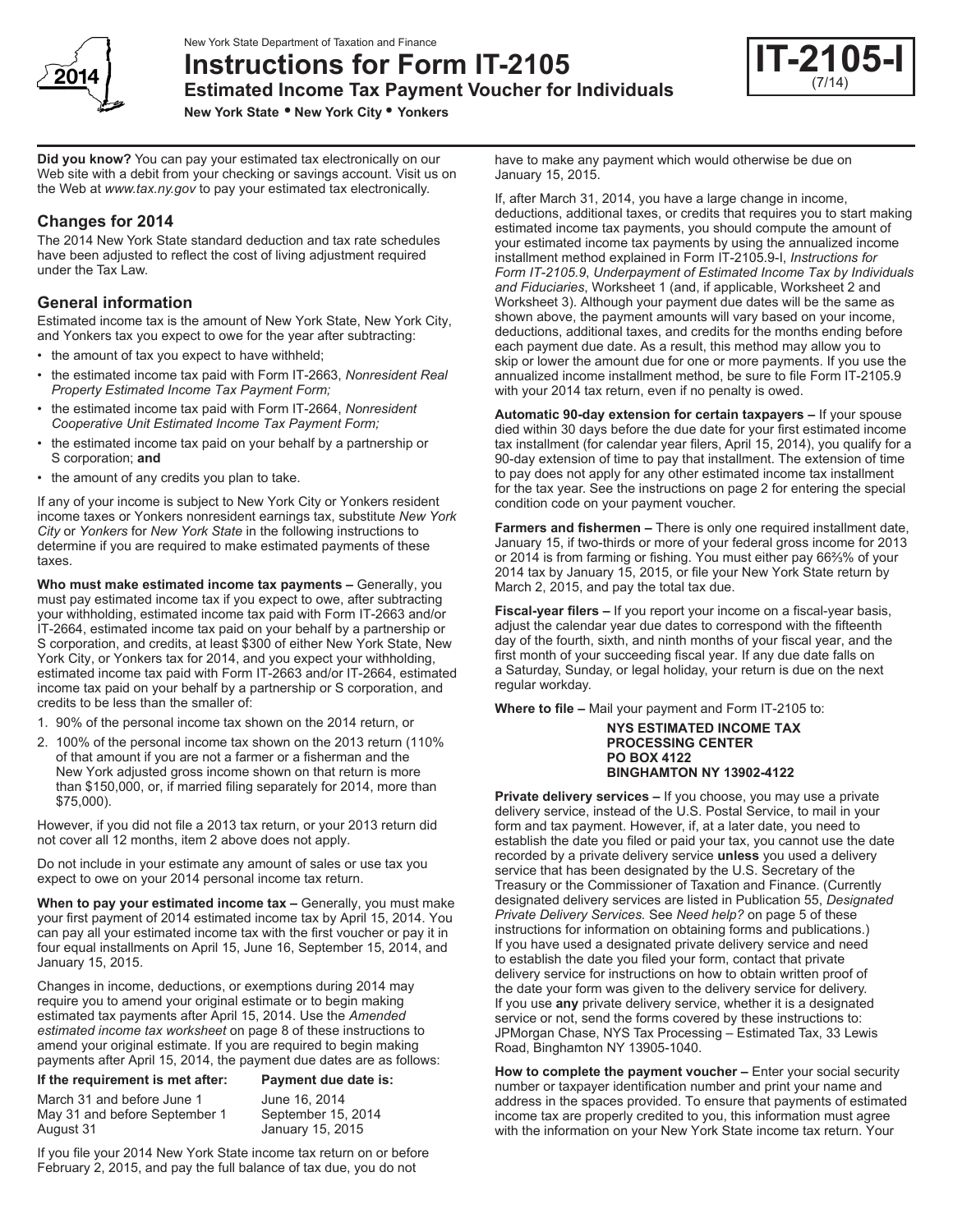New York State Department of Taxation and Finance

# Instructions for Form IT-2105

## Estimated Income Tax Payment Voucher for Individuals

**New York State • New York City • Yonkers**

**IT-2105-I** (7/14)

2014

**Did you know?** You can pay your estimated tax electronically on our Web site with a debit from your checking or savings account. Visit us on the Web at *www.tax.ny.gov* to pay your estimated tax electronically.

## Changes for 2014

The 2014 New York State standard deduction and tax rate schedules have been adjusted to reflect the cost of living adjustment required under the Tax Law.

## General information

Estimated income tax is the amount of New York State, New York City, and Yonkers tax you expect to owe for the year after subtracting:

- the amount of tax you expect to have withheld;
- the estimated income tax paid with Form IT-2663, *Nonresident Real Property Estimated Income Tax Payment Form;*
- the estimated income tax paid with Form IT-2664, *Nonresident Cooperative Unit Estimated Income Tax Payment Form;*
- the estimated income tax paid on your behalf by a partnership or S corporation; **and**
- the amount of any credits you plan to take.

If any of your income is subject to New York City or Yonkers resident income taxes or Yonkers nonresident earnings tax, substitute *New York City* or *Yonkers* for *New York State* in the following instructions to determine if you are required to make estimated payments of these taxes.

**Who must make estimated income tax payments –** Generally, you must pay estimated income tax if you expect to owe, after subtracting your withholding, estimated income tax paid with Form IT-2663 and/or IT-2664, estimated income tax paid on your behalf by a partnership or S corporation, and credits, at least $300 of either New York State, New York City, or Yonkers tax for 2014, and you expect your withholding, estimated income tax paid with Form IT-2663 and/or IT-2664, estimated income tax paid on your behalf by a partnership or S corporation, and credits to be less than the smaller of:

1. 90% of the personal income tax shown on the 2014 return, or
2. 100% of the personal income tax shown on the 2013 return (110% of that amount if you are not a farmer or a fisherman and the New York adjusted gross income shown on that return is more than $150,000, or, if married filing separately for 2014, more than $75,000).

However, if you did not file a 2013 tax return, or your 2013 return did not cover all 12 months, item 2 above does not apply.

Do not include in your estimate any amount of sales or use tax you expect to owe on your 2014 personal income tax return.

**When to pay your estimated income tax –** Generally, you must make your first payment of 2014 estimated income tax by April 15, 2014. You can pay all your estimated income tax with the first voucher or pay it in four equal installments on April 15, June 16, September 15, 2014, and January 15, 2015.

Changes in income, deductions, or exemptions during 2014 may require you to amend your original estimate or to begin making estimated tax payments after April 15, 2014. Use the *Amended estimated income tax worksheet* on page 8 of these instructions to amend your original estimate. If you are required to begin making payments after April 15, 2014, the payment due dates are as follows:

| If the requirement is met after: | Payment due date is: |
|---|---|
| March 31 and before June 1 | June 16, 2014 |
| May 31 and before September 1 | September 15, 2014 |
| August 31 | January 15, 2015 |

If you file your 2014 New York State income tax return on or before February 2, 2015, and pay the full balance of tax due, you do not have to make any payment which would otherwise be due on January 15, 2015.

If, after March 31, 2014, you have a large change in income, deductions, additional taxes, or credits that requires you to start making estimated income tax payments, you should compute the amount of your estimated income tax payments by using the annualized income installment method explained in Form IT-2105.9-I, *Instructions for Form IT-2105.9*, *Underpayment of Estimated Income Tax by Individuals and Fiduciaries*, Worksheet 1 (and, if applicable, Worksheet 2 and Worksheet 3). Although your payment due dates will be the same as shown above, the payment amounts will vary based on your income, deductions, additional taxes, and credits for the months ending before each payment due date. As a result, this method may allow you to skip or lower the amount due for one or more payments. If you use the annualized income installment method, be sure to file Form IT-2105.9 with your 2014 tax return, even if no penalty is owed.

**Automatic 90-day extension for certain taxpayers –** If your spouse died within 30 days before the due date for your first estimated income tax installment (for calendar year filers, April 15, 2014), you qualify for a 90-day extension of time to pay that installment. The extension of time to pay does not apply for any other estimated income tax installment for the tax year. See the instructions on page 2 for entering the special condition code on your payment voucher.

**Farmers and fishermen –** There is only one required installment date, January 15, if two-thirds or more of your federal gross income for 2013 or 2014 is from farming or fishing. You must either pay 66⅔% of your 2014 tax by January 15, 2015, or file your New York State return by March 2, 2015, and pay the total tax due.

**Fiscal-year filers –** If you report your income on a fiscal-year basis, adjust the calendar year due dates to correspond with the fifteenth day of the fourth, sixth, and ninth months of your fiscal year, and the first month of your succeeding fiscal year. If any due date falls on a Saturday, Sunday, or legal holiday, your return is due on the next regular workday.

**Where to file –** Mail your payment and Form IT-2105 to:

**NYS ESTIMATED INCOME TAX**
**PROCESSING CENTER**
**PO BOX 4122**
**BINGHAMTON NY 13902-4122**

**Private delivery services –** If you choose, you may use a private delivery service, instead of the U.S. Postal Service, to mail in your form and tax payment. However, if, at a later date, you need to establish the date you filed or paid your tax, you cannot use the date recorded by a private delivery service **unless** you used a delivery service that has been designated by the U.S. Secretary of the Treasury or the Commissioner of Taxation and Finance. (Currently designated delivery services are listed in Publication 55, *Designated Private Delivery Services.* See *Need help?* on page 5 of these instructions for information on obtaining forms and publications.) If you have used a designated private delivery service and need to establish the date you filed your form, contact that private delivery service for instructions on how to obtain written proof of the date your form was given to the delivery service for delivery. If you use **any** private delivery service, whether it is a designated service or not, send the forms covered by these instructions to: JPMorgan Chase, NYS Tax Processing – Estimated Tax, 33 Lewis Road, Binghamton NY 13905-1040.

**How to complete the payment voucher –** Enter your social security number or taxpayer identification number and print your name and address in the spaces provided. To ensure that payments of estimated income tax are properly credited to you, this information must agree with the information on your New York State income tax return. Your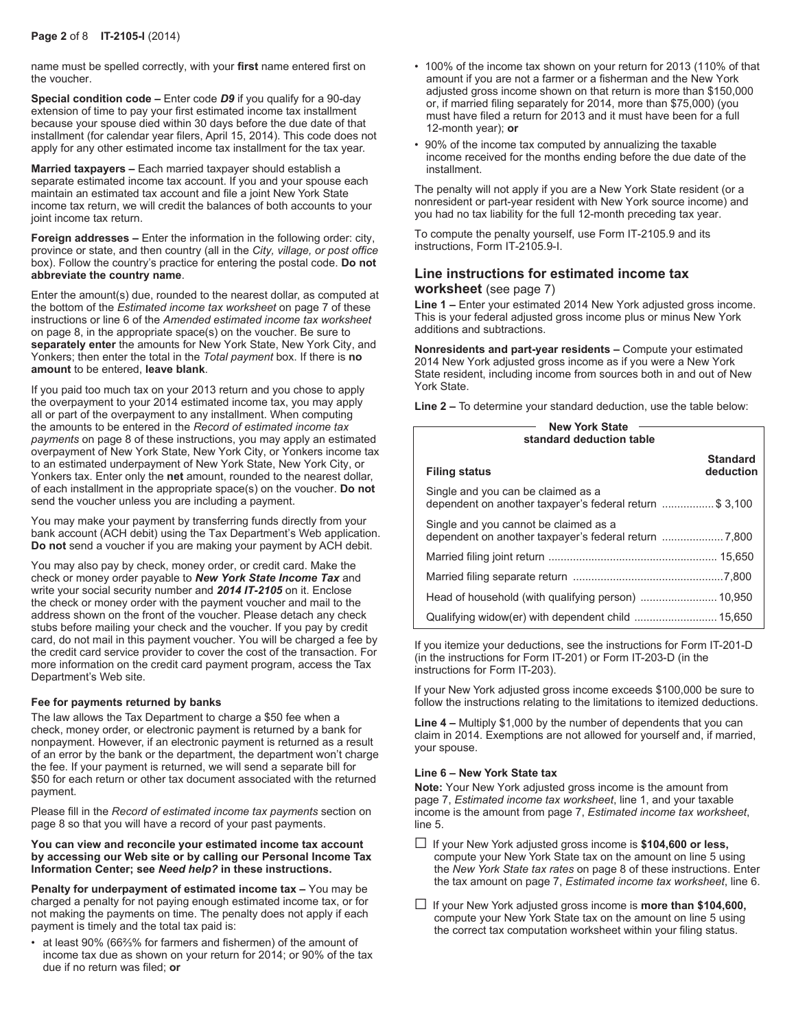name must be spelled correctly, with your **first** name entered first on the voucher.

**Special condition code –** Enter code ***D9*** if you qualify for a 90-day extension of time to pay your first estimated income tax installment because your spouse died within 30 days before the due date of that installment (for calendar year filers, April 15, 2014). This code does not apply for any other estimated income tax installment for the tax year.

**Married taxpayers –** Each married taxpayer should establish a separate estimated income tax account. If you and your spouse each maintain an estimated tax account and file a joint New York State income tax return, we will credit the balances of both accounts to your joint income tax return.

**Foreign addresses –** Enter the information in the following order: city, province or state, and then country (all in the *City, village, or post office* box). Follow the country's practice for entering the postal code. **Do not abbreviate the country name**.

Enter the amount(s) due, rounded to the nearest dollar, as computed at the bottom of the *Estimated income tax worksheet* on page 7 of these instructions or line 6 of the *Amended estimated income tax worksheet* on page 8, in the appropriate space(s) on the voucher. Be sure to **separately enter** the amounts for New York State, New York City, and Yonkers; then enter the total in the *Total payment* box. If there is **no amount** to be entered, **leave blank**.

If you paid too much tax on your 2013 return and you chose to apply the overpayment to your 2014 estimated income tax, you may apply all or part of the overpayment to any installment. When computing the amounts to be entered in the *Record of estimated income tax payments* on page 8 of these instructions, you may apply an estimated overpayment of New York State, New York City, or Yonkers income tax to an estimated underpayment of New York State, New York City, or Yonkers tax. Enter only the **net** amount, rounded to the nearest dollar, of each installment in the appropriate space(s) on the voucher. **Do not** send the voucher unless you are including a payment.

You may make your payment by transferring funds directly from your bank account (ACH debit) using the Tax Department's Web application. **Do not** send a voucher if you are making your payment by ACH debit.

You may also pay by check, money order, or credit card. Make the check or money order payable to ***New York State Income Tax*** and write your social security number and ***2014 IT-2105*** on it. Enclose the check or money order with the payment voucher and mail to the address shown on the front of the voucher. Please detach any check stubs before mailing your check and the voucher. If you pay by credit card, do not mail in this payment voucher. You will be charged a fee by the credit card service provider to cover the cost of the transaction. For more information on the credit card payment program, access the Tax Department's Web site.

**Fee for payments returned by banks**

The law allows the Tax Department to charge a $50 fee when a check, money order, or electronic payment is returned by a bank for nonpayment. However, if an electronic payment is returned as a result of an error by the bank or the department, the department won't charge the fee. If your payment is returned, we will send a separate bill for $50 for each return or other tax document associated with the returned payment.

Please fill in the *Record of estimated income tax payments* section on page 8 so that you will have a record of your past payments.

**You can view and reconcile your estimated income tax account by accessing our Web site or by calling our Personal Income Tax Information Center; see *Need help?* in these instructions.**

**Penalty for underpayment of estimated income tax –** You may be charged a penalty for not paying enough estimated income tax, or for not making the payments on time. The penalty does not apply if each payment is timely and the total tax paid is:

- at least 90% (66⅔% for farmers and fishermen) of the amount of income tax due as shown on your return for 2014; or 90% of the tax due if no return was filed; **or**
- 100% of the income tax shown on your return for 2013 (110% of that amount if you are not a farmer or a fisherman and the New York adjusted gross income shown on that return is more than $150,000 or, if married filing separately for 2014, more than $75,000) (you must have filed a return for 2013 and it must have been for a full 12-month year); **or**
- 90% of the income tax computed by annualizing the taxable income received for the months ending before the due date of the installment.

The penalty will not apply if you are a New York State resident (or a nonresident or part-year resident with New York source income) and you had no tax liability for the full 12-month preceding tax year.

To compute the penalty yourself, use Form IT-2105.9 and its instructions, Form IT-2105.9-I.

## Line instructions for estimated income tax worksheet (see page 7)

**Line 1 –** Enter your estimated 2014 New York adjusted gross income. This is your federal adjusted gross income plus or minus New York additions and subtractions.

**Nonresidents and part-year residents –** Compute your estimated 2014 New York adjusted gross income as if you were a New York State resident, including income from sources both in and out of New York State.

**Line 2 –** To determine your standard deduction, use the table below:

**New York State standard deduction table**

| Filing status | Standard deduction |
|---|---|
| Single and you can be claimed as a dependent on another taxpayer's federal return | $ 3,100 |
| Single and you cannot be claimed as a dependent on another taxpayer's federal return | 7,800 |
| Married filing joint return | 15,650 |
| Married filing separate return | 7,800 |
| Head of household (with qualifying person) | 10,950 |
| Qualifying widow(er) with dependent child | 15,650 |

If you itemize your deductions, see the instructions for Form IT-201-D (in the instructions for Form IT-201) or Form IT-203-D (in the instructions for Form IT-203).

If your New York adjusted gross income exceeds $100,000 be sure to follow the instructions relating to the limitations to itemized deductions.

**Line 4 –** Multiply $1,000 by the number of dependents that you can claim in 2014. Exemptions are not allowed for yourself and, if married, your spouse.

**Line 6 – New York State tax**

**Note:** Your New York adjusted gross income is the amount from page 7, *Estimated income tax worksheet*, line 1, and your taxable income is the amount from page 7, *Estimated income tax worksheet*, line 5.

☐ If your New York adjusted gross income is **$104,600 or less,** compute your New York State tax on the amount on line 5 using the *New York State tax rates* on page 8 of these instructions. Enter the tax amount on page 7, *Estimated income tax worksheet*, line 6.

☐ If your New York adjusted gross income is **more than $104,600,** compute your New York State tax on the amount on line 5 using the correct tax computation worksheet within your filing status.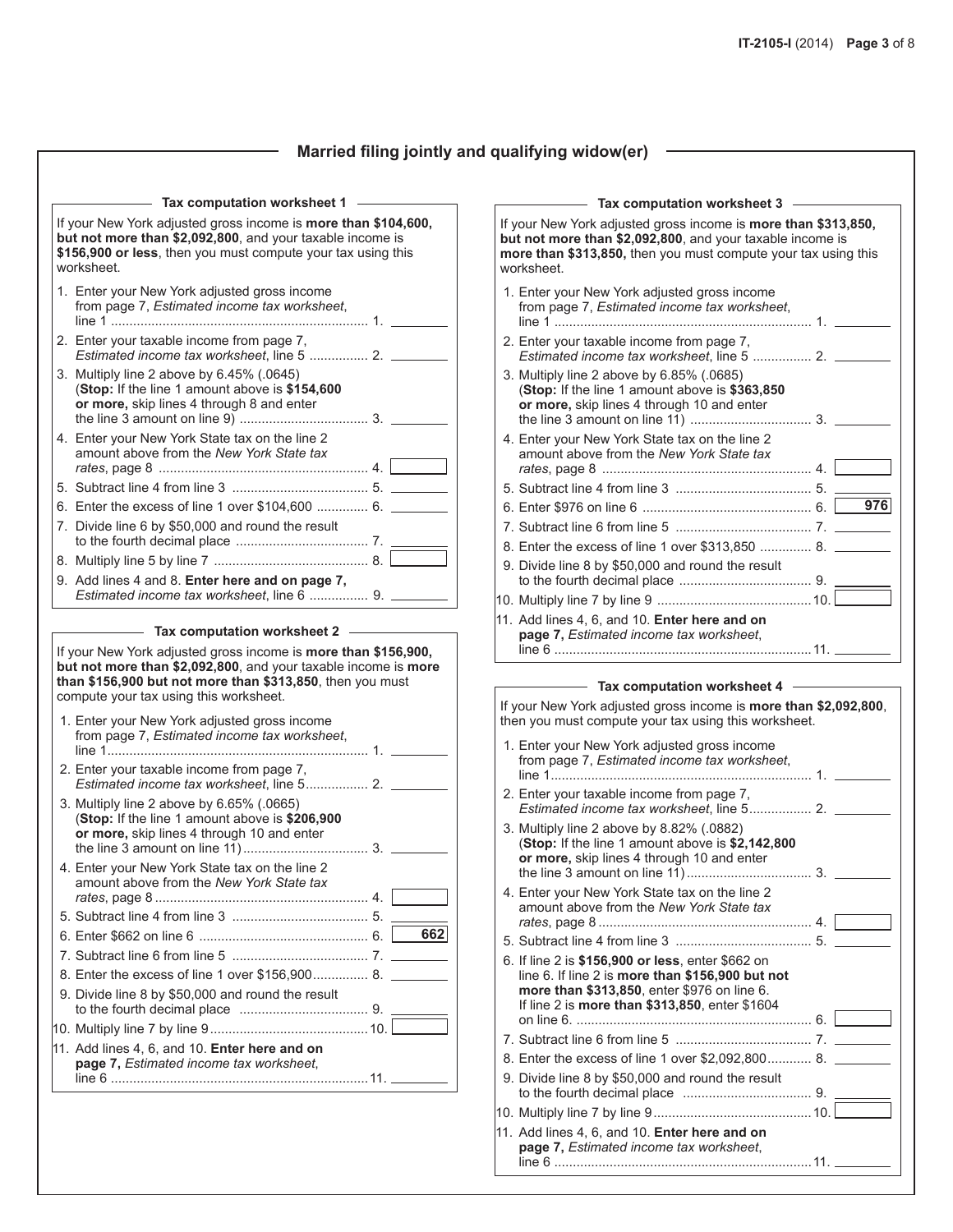## Married filing jointly and qualifying widow(er)

### Tax computation worksheet 1

If your New York adjusted gross income is **more than $104,600, but not more than $2,092,800**, and your taxable income is **$156,900 or less**, then you must compute your tax using this worksheet.

1. Enter your New York adjusted gross income from page 7, *Estimated income tax worksheet*, line 1 ..................................................................... 1. ________
2. Enter your taxable income from page 7, *Estimated income tax worksheet*, line 5 ................ 2. ________
3. Multiply line 2 above by 6.45% (.0645) (**Stop:** If the line 1 amount above is **$154,600 or more,** skip lines 4 through 8 and enter the line 3 amount on line 9) .................................. 3. ________
4. Enter your New York State tax on the line 2 amount above from the *New York State tax rates*, page 8 ........................................................ 4. ________
5. Subtract line 4 from line 3 .................................... 5. ________
6. Enter the excess of line 1 over $104,600 .............. 6. ________
7. Divide line 6 by $50,000 and round the result to the fourth decimal place .................................... 7. ________
8. Multiply line 5 by line 7 .......................................... 8. ________
9. Add lines 4 and 8. **Enter here and on page 7,** *Estimated income tax worksheet*, line 6 ................ 9. ________

### Tax computation worksheet 2

If your New York adjusted gross income is **more than $156,900, but not more than $2,092,800**, and your taxable income is **more than $156,900 but not more than $313,850**, then you must compute your tax using this worksheet.

1. Enter your New York adjusted gross income from page 7, *Estimated income tax worksheet*, line 1...................................................................... 1. ________
2. Enter your taxable income from page 7, *Estimated income tax worksheet*, line 5................. 2. ________
3. Multiply line 2 above by 6.65% (.0665) (**Stop:** If the line 1 amount above is **$206,900 or more,** skip lines 4 through 10 and enter the line 3 amount on line 11).................................. 3. ________
4. Enter your New York State tax on the line 2 amount above from the *New York State tax rates*, page 8 .......................................................... 4. ________
5. Subtract line 4 from line 3 .................................... 5. ________
6. Enter $662 on line 6 ............................................. 6. **662**
7. Subtract line 6 from line 5 .................................... 7. ________
8. Enter the excess of line 1 over $156,900............... 8. ________
9. Divide line 8 by $50,000 and round the result to the fourth decimal place .................................. 9. ________
10. Multiply line 7 by line 9.......................................... 10. ________
11. Add lines 4, 6, and 10. **Enter here and on page 7,** *Estimated income tax worksheet*, line 6 ..................................................................... 11. ________

### Tax computation worksheet 3

If your New York adjusted gross income is **more than $313,850, but not more than $2,092,800**, and your taxable income is **more than $313,850,** then you must compute your tax using this worksheet.

1. Enter your New York adjusted gross income from page 7, *Estimated income tax worksheet*, line 1 ..................................................................... 1. ________
2. Enter your taxable income from page 7, *Estimated income tax worksheet*, line 5 ................ 2. ________
3. Multiply line 2 above by 6.85% (.0685) (**Stop:** If the line 1 amount above is **$363,850 or more,** skip lines 4 through 10 and enter the line 3 amount on line 11) ................................ 3. ________
4. Enter your New York State tax on the line 2 amount above from the *New York State tax rates*, page 8 ........................................................ 4. ________
5. Subtract line 4 from line 3 .................................... 5. ________
6. Enter $976 on line 6 ............................................. 6. **976**
7. Subtract line 6 from line 5 .................................... 7. ________
8. Enter the excess of line 1 over $313,850 .............. 8. ________
9. Divide line 8 by $50,000 and round the result to the fourth decimal place .................................... 9. ________
10. Multiply line 7 by line 9 .......................................... 10. ________
11. Add lines 4, 6, and 10. **Enter here and on page 7,** *Estimated income tax worksheet*, line 6 ...................................................................... 11. ________

### Tax computation worksheet 4

If your New York adjusted gross income is **more than $2,092,800**, then you must compute your tax using this worksheet.

1. Enter your New York adjusted gross income from page 7, *Estimated income tax worksheet*, line 1...................................................................... 1. ________
2. Enter your taxable income from page 7, *Estimated income tax worksheet*, line 5................. 2. ________
3. Multiply line 2 above by 8.82% (.0882) (**Stop:** If the line 1 amount above is **$2,142,800 or more,** skip lines 4 through 10 and enter the line 3 amount on line 11).................................. 3. ________
4. Enter your New York State tax on the line 2 amount above from the *New York State tax rates*, page 8 .......................................................... 4. ________
5. Subtract line 4 from line 3 .................................... 5. ________
6. If line 2 is **$156,900 or less**, enter $662 on line 6. If line 2 is **more than $156,900 but not more than $313,850**, enter $976 on line 6. If line 2 is **more than $313,850**, enter $1604 on line 6. ............................................................... 6. ________
7. Subtract line 6 from line 5 .................................... 7. ________
8. Enter the excess of line 1 over $2,092,800............ 8. ________
9. Divide line 8 by $50,000 and round the result to the fourth decimal place .................................. 9. ________
10. Multiply line 7 by line 9.......................................... 10. ________
11. Add lines 4, 6, and 10. **Enter here and on page 7,** *Estimated income tax worksheet*, line 6 ..................................................................... 11. ________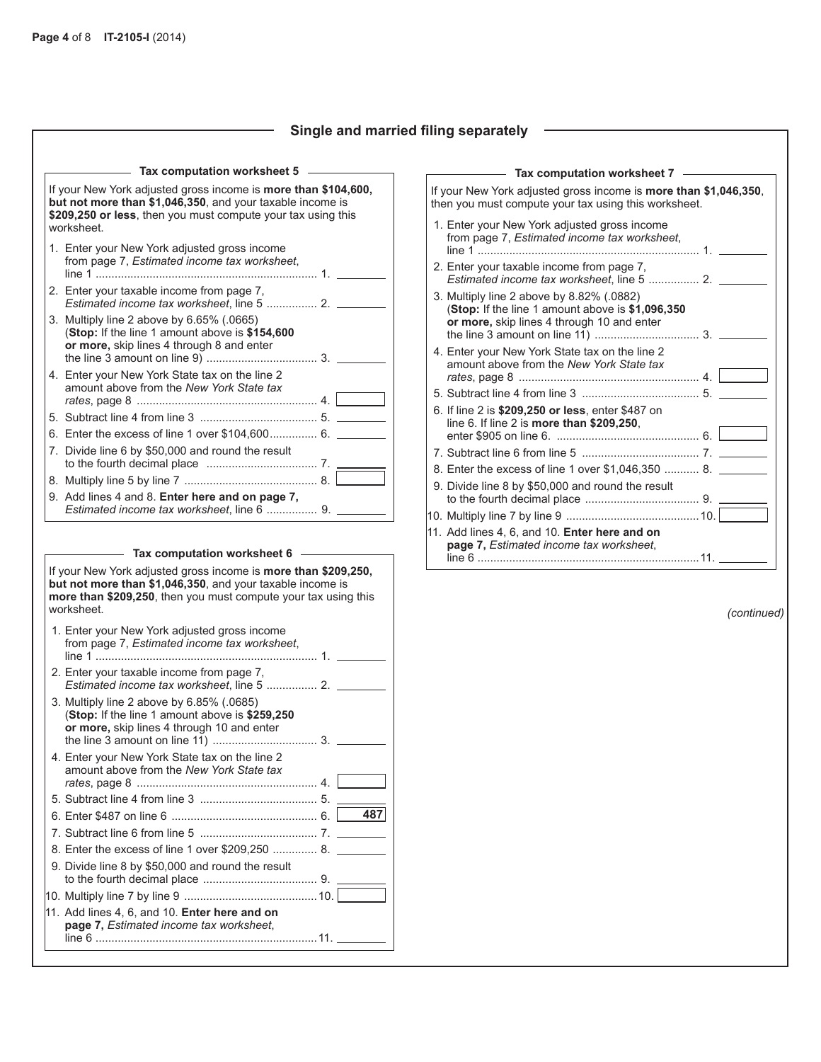## Single and married filing separately

### Tax computation worksheet 5

If your New York adjusted gross income is **more than $104,600, but not more than $1,046,350**, and your taxable income is **$209,250 or less**, then you must compute your tax using this worksheet.

1. Enter your New York adjusted gross income from page 7, *Estimated income tax worksheet*, line 1 .......... 1. ________
2. Enter your taxable income from page 7, *Estimated income tax worksheet*, line 5 .......... 2. ________
3. Multiply line 2 above by 6.65% (.0665) (**Stop:** If the line 1 amount above is **$154,600 or more,** skip lines 4 through 8 and enter the line 3 amount on line 9) .......... 3. ________
4. Enter your New York State tax on the line 2 amount above from the *New York State tax rates*, page 8 .......... 4. ________
5. Subtract line 4 from line 3 .......... 5. ________
6. Enter the excess of line 1 over $104,600 .......... 6. ________
7. Divide line 6 by $50,000 and round the result to the fourth decimal place .......... 7. ________
8. Multiply line 5 by line 7 .......... 8. ________
9. Add lines 4 and 8. **Enter here and on page 7,** *Estimated income tax worksheet*, line 6 .......... 9. ________

### Tax computation worksheet 6

If your New York adjusted gross income is **more than $209,250, but not more than $1,046,350**, and your taxable income is **more than $209,250**, then you must compute your tax using this worksheet.

1. Enter your New York adjusted gross income from page 7, *Estimated income tax worksheet*, line 1 .......... 1. ________
2. Enter your taxable income from page 7, *Estimated income tax worksheet*, line 5 .......... 2. ________
3. Multiply line 2 above by 6.85% (.0685) (**Stop:** If the line 1 amount above is **$259,250 or more,** skip lines 4 through 10 and enter the line 3 amount on line 11) .......... 3. ________
4. Enter your New York State tax on the line 2 amount above from the *New York State tax rates*, page 8 .......... 4. ________
5. Subtract line 4 from line 3 .......... 5. ________
6. Enter $487 on line 6 .......... 6. 487
7. Subtract line 6 from line 5 .......... 7. ________
8. Enter the excess of line 1 over $209,250 .......... 8. ________
9. Divide line 8 by $50,000 and round the result to the fourth decimal place .......... 9. ________
10. Multiply line 7 by line 9 .......... 10. ________
11. Add lines 4, 6, and 10. **Enter here and on page 7,** *Estimated income tax worksheet*, line 6 .......... 11. ________

### Tax computation worksheet 7

If your New York adjusted gross income is **more than $1,046,350**, then you must compute your tax using this worksheet.

1. Enter your New York adjusted gross income from page 7, *Estimated income tax worksheet*, line 1 .......... 1. ________
2. Enter your taxable income from page 7, *Estimated income tax worksheet*, line 5 .......... 2. ________
3. Multiply line 2 above by 8.82% (.0882) (**Stop:** If the line 1 amount above is **$1,096,350 or more,** skip lines 4 through 10 and enter the line 3 amount on line 11) .......... 3. ________
4. Enter your New York State tax on the line 2 amount above from the *New York State tax rates*, page 8 .......... 4. ________
5. Subtract line 4 from line 3 .......... 5. ________
6. If line 2 is **$209,250 or less**, enter $487 on line 6. If line 2 is **more than $209,250**, enter $905 on line 6. .......... 6. ________
7. Subtract line 6 from line 5 .......... 7. ________
8. Enter the excess of line 1 over $1,046,350 .......... 8. ________
9. Divide line 8 by $50,000 and round the result to the fourth decimal place .......... 9. ________
10. Multiply line 7 by line 9 .......... 10. ________
11. Add lines 4, 6, and 10. **Enter here and on page 7,** *Estimated income tax worksheet*, line 6 .......... 11. ________

*(continued)*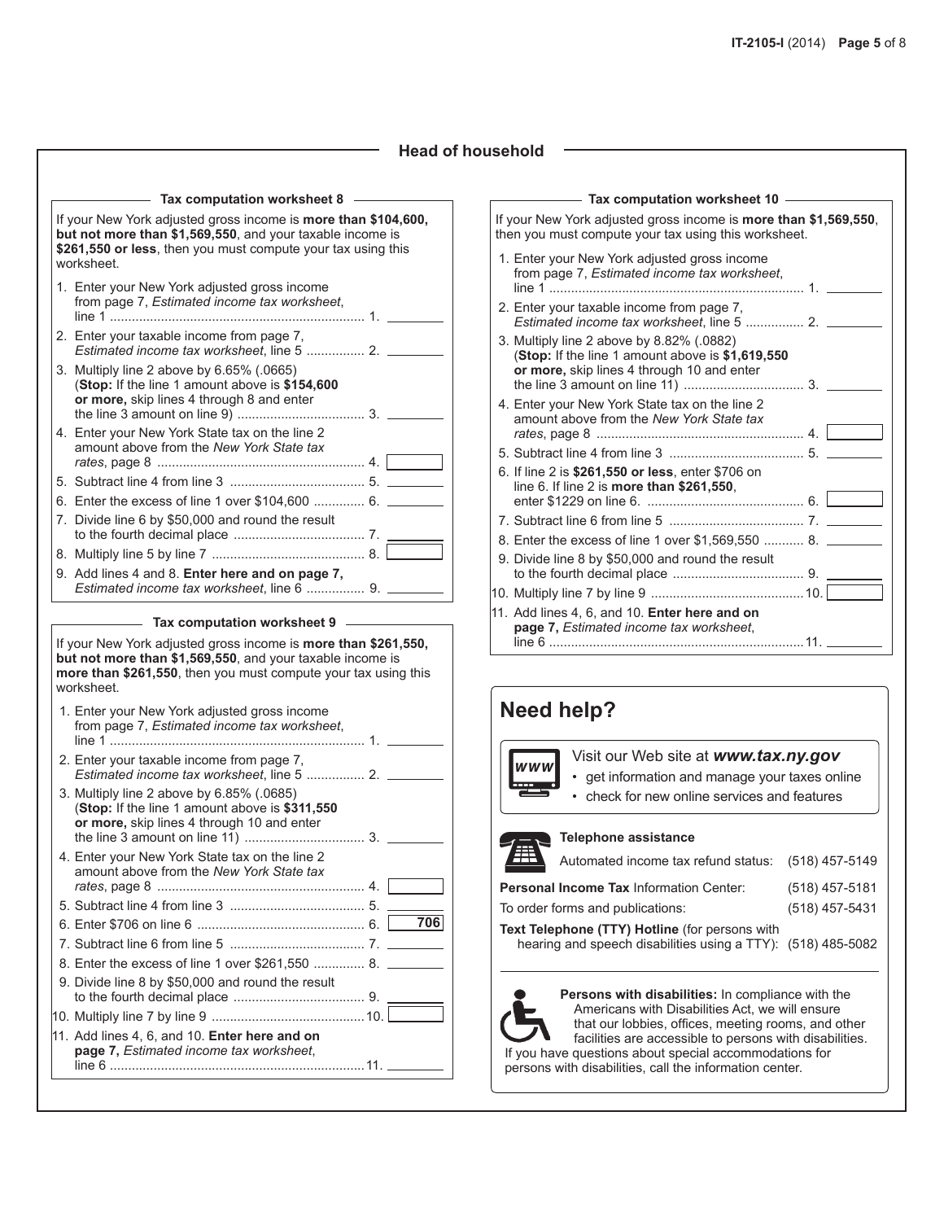## Head of household

### Tax computation worksheet 8

If your New York adjusted gross income is **more than $104,600, but not more than $1,569,550**, and your taxable income is **$261,550 or less**, then you must compute your tax using this worksheet.

1. Enter your New York adjusted gross income from page 7, *Estimated income tax worksheet*, line 1 ..................................................................... 1. ________
2. Enter your taxable income from page 7, *Estimated income tax worksheet*, line 5 ................ 2. ________
3. Multiply line 2 above by 6.65% (.0665) (**Stop:** If the line 1 amount above is **$154,600 or more,** skip lines 4 through 8 and enter the line 3 amount on line 9) .................................. 3. ________
4. Enter your New York State tax on the line 2 amount above from the *New York State tax rates*, page 8 ........................................................ 4. ________
5. Subtract line 4 from line 3 .................................... 5. ________
6. Enter the excess of line 1 over $104,600 .............. 6. ________
7. Divide line 6 by $50,000 and round the result to the fourth decimal place ................................... 7. ________
8. Multiply line 5 by line 7 ......................................... 8. ________
9. Add lines 4 and 8. **Enter here and on page 7,** *Estimated income tax worksheet*, line 6 ................ 9. ________

### Tax computation worksheet 9

If your New York adjusted gross income is **more than $261,550, but not more than $1,569,550**, and your taxable income is **more than $261,550**, then you must compute your tax using this worksheet.

1. Enter your New York adjusted gross income from page 7, *Estimated income tax worksheet*, line 1 ..................................................................... 1. ________
2. Enter your taxable income from page 7, *Estimated income tax worksheet*, line 5 ................ 2. ________
3. Multiply line 2 above by 6.85% (.0685) (**Stop:** If the line 1 amount above is **$311,550 or more,** skip lines 4 through 10 and enter the line 3 amount on line 11) ................................ 3. ________
4. Enter your New York State tax on the line 2 amount above from the *New York State tax rates*, page 8 ........................................................ 4. ________
5. Subtract line 4 from line 3 .................................... 5. ________
6. Enter $706 on line 6 ............................................. 6. **706**
7. Subtract line 6 from line 5 .................................... 7. ________
8. Enter the excess of line 1 over $261,550 .............. 8. ________
9. Divide line 8 by $50,000 and round the result to the fourth decimal place ................................... 9. ________
10. Multiply line 7 by line 9 .........................................10. ________
11. Add lines 4, 6, and 10. **Enter here and on page 7,** *Estimated income tax worksheet*, line 6 .....................................................................11. ________

### Tax computation worksheet 10

If your New York adjusted gross income is **more than $1,569,550**, then you must compute your tax using this worksheet.

1. Enter your New York adjusted gross income from page 7, *Estimated income tax worksheet*, line 1 ..................................................................... 1. ________
2. Enter your taxable income from page 7, *Estimated income tax worksheet*, line 5 ................ 2. ________
3. Multiply line 2 above by 8.82% (.0882) (**Stop:** If the line 1 amount above is **$1,619,550 or more,** skip lines 4 through 10 and enter the line 3 amount on line 11) ................................ 3. ________
4. Enter your New York State tax on the line 2 amount above from the *New York State tax rates*, page 8 ........................................................ 4. ________
5. Subtract line 4 from line 3 .................................... 5. ________
6. If line 2 is **$261,550 or less**, enter $706 on line 6. If line 2 is **more than $261,550**, enter $1229 on line 6. .......................................... 6. ________
7. Subtract line 6 from line 5 .................................... 7. ________
8. Enter the excess of line 1 over $1,569,550 ........... 8. ________
9. Divide line 8 by $50,000 and round the result to the fourth decimal place ................................... 9. ________
10. Multiply line 7 by line 9 .........................................10. ________
11. Add lines 4, 6, and 10. **Enter here and on page 7,** *Estimated income tax worksheet*, line 6 .....................................................................11. ________

## Need help?

Visit our Web site at ***www.tax.ny.gov***
- get information and manage your taxes online
- check for new online services and features

**Telephone assistance**

| | |
|---|---|
| Automated income tax refund status: | (518) 457-5149 |
| **Personal Income Tax** Information Center: | (518) 457-5181 |
| To order forms and publications: | (518) 457-5431 |
| **Text Telephone (TTY) Hotline** (for persons with hearing and speech disabilities using a TTY): | (518) 485-5082 |

**Persons with disabilities:** In compliance with the Americans with Disabilities Act, we will ensure that our lobbies, offices, meeting rooms, and other facilities are accessible to persons with disabilities. If you have questions about special accommodations for persons with disabilities, call the information center.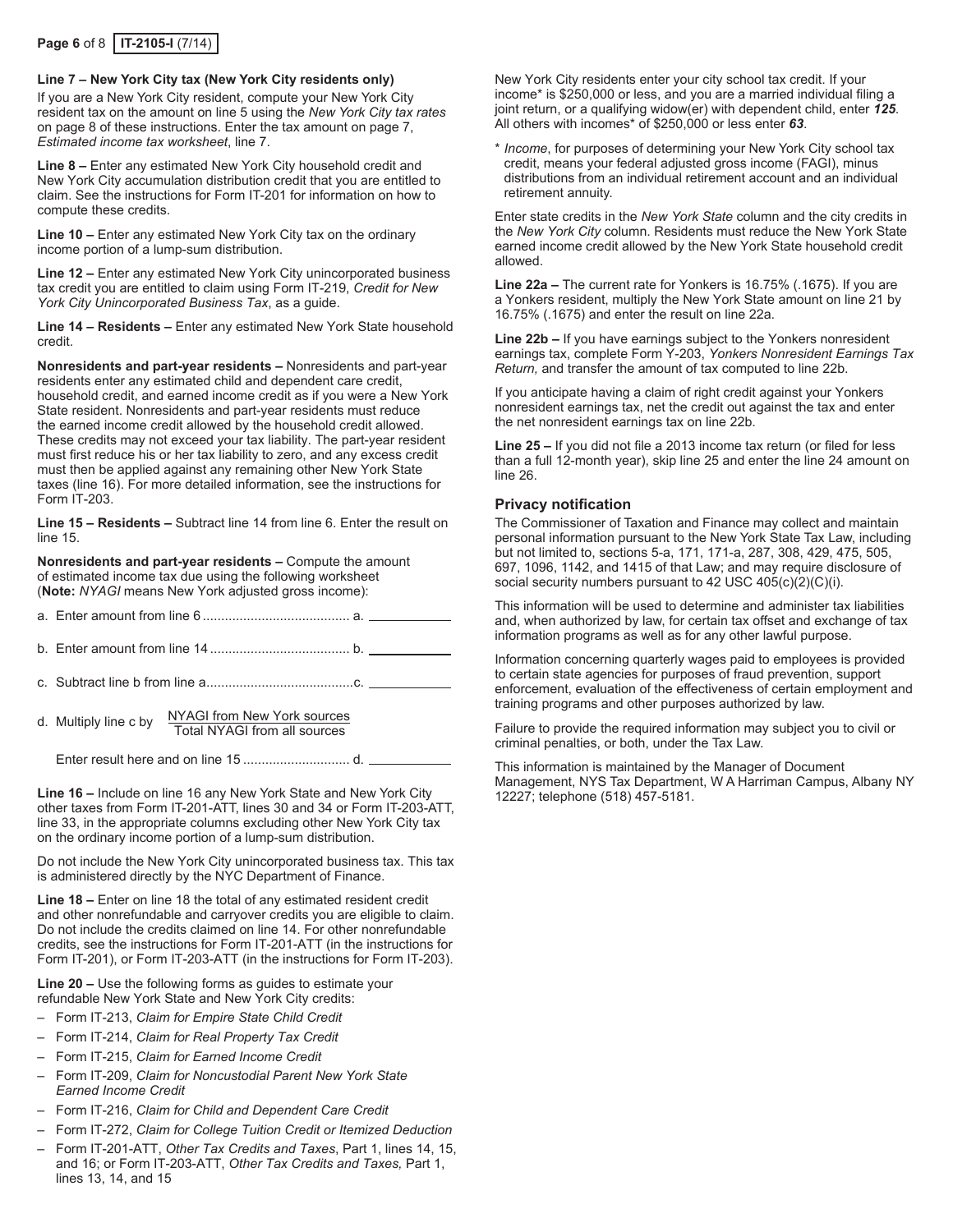**Line 7 – New York City tax (New York City residents only)**

If you are a New York City resident, compute your New York City resident tax on the amount on line 5 using the *New York City tax rates* on page 8 of these instructions. Enter the tax amount on page 7, *Estimated income tax worksheet*, line 7.

**Line 8 –** Enter any estimated New York City household credit and New York City accumulation distribution credit that you are entitled to claim. See the instructions for Form IT-201 for information on how to compute these credits.

**Line 10 –** Enter any estimated New York City tax on the ordinary income portion of a lump-sum distribution.

**Line 12 –** Enter any estimated New York City unincorporated business tax credit you are entitled to claim using Form IT-219, *Credit for New York City Unincorporated Business Tax*, as a guide.

**Line 14 – Residents –** Enter any estimated New York State household credit.

**Nonresidents and part-year residents –** Nonresidents and part-year residents enter any estimated child and dependent care credit, household credit, and earned income credit as if you were a New York State resident. Nonresidents and part-year residents must reduce the earned income credit allowed by the household credit allowed. These credits may not exceed your tax liability. The part-year resident must first reduce his or her tax liability to zero, and any excess credit must then be applied against any remaining other New York State taxes (line 16). For more detailed information, see the instructions for Form IT-203.

**Line 15 – Residents –** Subtract line 14 from line 6. Enter the result on line 15.

**Nonresidents and part-year residents –** Compute the amount of estimated income tax due using the following worksheet (**Note:** *NYAGI* means New York adjusted gross income):

a. Enter amount from line 6 ........................................ a. ____________

b. Enter amount from line 14 ...................................... b. ____________

c. Subtract line b from line a........................................c. ____________

d. Multiply line c by $\frac{\text{NYAGI from New York sources}}{\text{Total NYAGI from all sources}}$

Enter result here and on line 15 ............................. d. ____________

**Line 16 –** Include on line 16 any New York State and New York City other taxes from Form IT-201-ATT, lines 30 and 34 or Form IT-203-ATT, line 33, in the appropriate columns excluding other New York City tax on the ordinary income portion of a lump-sum distribution.

Do not include the New York City unincorporated business tax. This tax is administered directly by the NYC Department of Finance.

**Line 18 –** Enter on line 18 the total of any estimated resident credit and other nonrefundable and carryover credits you are eligible to claim. Do not include the credits claimed on line 14. For other nonrefundable credits, see the instructions for Form IT-201-ATT (in the instructions for Form IT-201), or Form IT-203-ATT (in the instructions for Form IT-203).

**Line 20 –** Use the following forms as guides to estimate your refundable New York State and New York City credits:

– Form IT-213, *Claim for Empire State Child Credit*
– Form IT-214, *Claim for Real Property Tax Credit*
– Form IT-215, *Claim for Earned Income Credit*
– Form IT-209, *Claim for Noncustodial Parent New York State Earned Income Credit*
– Form IT-216, *Claim for Child and Dependent Care Credit*
– Form IT-272, *Claim for College Tuition Credit or Itemized Deduction*
– Form IT-201-ATT, *Other Tax Credits and Taxes*, Part 1, lines 14, 15, and 16; or Form IT-203-ATT, *Other Tax Credits and Taxes,* Part 1, lines 13, 14, and 15

New York City residents enter your city school tax credit. If your income* is $250,000 or less, and you are a married individual filing a joint return, or a qualifying widow(er) with dependent child, enter ***125***. All others with incomes* of $250,000 or less enter ***63***.

\* *Income*, for purposes of determining your New York City school tax credit, means your federal adjusted gross income (FAGI), minus distributions from an individual retirement account and an individual retirement annuity.

Enter state credits in the *New York State* column and the city credits in the *New York City* column. Residents must reduce the New York State earned income credit allowed by the New York State household credit allowed.

**Line 22a –** The current rate for Yonkers is 16.75% (.1675). If you are a Yonkers resident, multiply the New York State amount on line 21 by 16.75% (.1675) and enter the result on line 22a.

**Line 22b –** If you have earnings subject to the Yonkers nonresident earnings tax, complete Form Y-203, *Yonkers Nonresident Earnings Tax Return,* and transfer the amount of tax computed to line 22b.

If you anticipate having a claim of right credit against your Yonkers nonresident earnings tax, net the credit out against the tax and enter the net nonresident earnings tax on line 22b.

**Line 25 –** If you did not file a 2013 income tax return (or filed for less than a full 12-month year), skip line 25 and enter the line 24 amount on line 26.

## Privacy notification

The Commissioner of Taxation and Finance may collect and maintain personal information pursuant to the New York State Tax Law, including but not limited to, sections 5-a, 171, 171-a, 287, 308, 429, 475, 505, 697, 1096, 1142, and 1415 of that Law; and may require disclosure of social security numbers pursuant to 42 USC 405(c)(2)(C)(i).

This information will be used to determine and administer tax liabilities and, when authorized by law, for certain tax offset and exchange of tax information programs as well as for any other lawful purpose.

Information concerning quarterly wages paid to employees is provided to certain state agencies for purposes of fraud prevention, support enforcement, evaluation of the effectiveness of certain employment and training programs and other purposes authorized by law.

Failure to provide the required information may subject you to civil or criminal penalties, or both, under the Tax Law.

This information is maintained by the Manager of Document Management, NYS Tax Department, W A Harriman Campus, Albany NY 12227; telephone (518) 457-5181.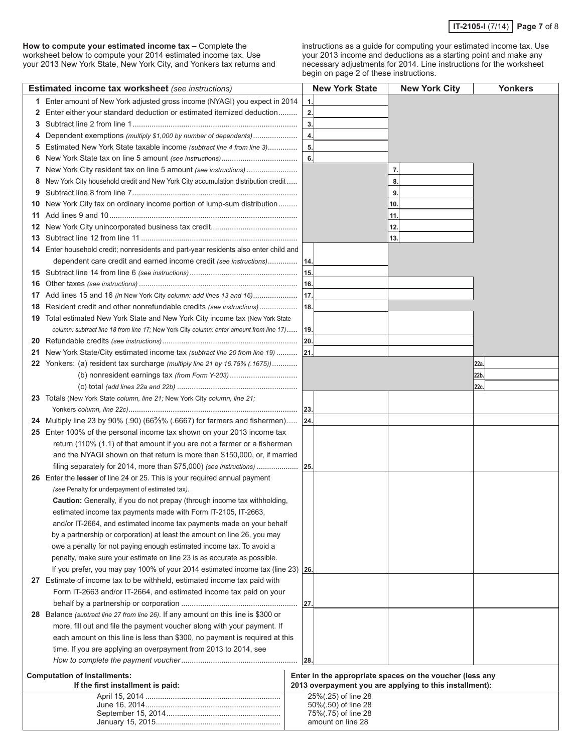**How to compute your estimated income tax –** Complete the worksheet below to compute your 2014 estimated income tax. Use your 2013 New York State, New York City, and Yonkers tax returns and instructions as a guide for computing your estimated income tax. Use your 2013 income and deductions as a starting point and make any necessary adjustments for 2014. Line instructions for the worksheet begin on page 2 of these instructions.

| **Estimated income tax worksheet** *(see instructions)* | New York State | New York City | Yonkers |
|---|---|---|---|
| **1** Enter amount of New York adjusted gross income (NYAGI) you expect in 2014 | 1. | | |
| **2** Enter either your standard deduction or estimated itemized deduction | 2. | | |
| **3** Subtract line 2 from line 1 | 3. | | |
| **4** Dependent exemptions *(multiply $1,000 by number of dependents)* | 4. | | |
| **5** Estimated New York State taxable income *(subtract line 4 from line 3)* | 5. | | |
| **6** New York State tax on line 5 amount *(see instructions)* | 6. | | |
| **7** New York City resident tax on line 5 amount *(see instructions)* | | 7. | |
| **8** New York City household credit and New York City accumulation distribution credit | | 8. | |
| **9** Subtract line 8 from line 7 | | 9. | |
| **10** New York City tax on ordinary income portion of lump-sum distribution | | 10. | |
| **11** Add lines 9 and 10 | | 11. | |
| **12** New York City unincorporated business tax credit | | 12. | |
| **13** Subtract line 12 from line 11 | | 13. | |
| **14** Enter household credit; nonresidents and part-year residents also enter child and dependent care credit and earned income credit *(see instructions)* | 14. | | |
| **15** Subtract line 14 from line 6 *(see instructions)* | 15. | | |
| **16** Other taxes *(see instructions)* | 16. | | |
| **17** Add lines 15 and 16 *(in New York City column: add lines 13 and 16)* | 17. | | |
| **18** Resident credit and other nonrefundable credits *(see instructions)* | 18. | | |
| **19** Total estimated New York State and New York City income tax *(New York State column: subtract line 18 from line 17; New York City column: enter amount from line 17)* | 19. | | |
| **20** Refundable credits *(see instructions)* | 20. | | |
| **21** New York State/City estimated income tax *(subtract line 20 from line 19)* | 21. | | |
| **22** Yonkers: (a) resident tax surcharge *(multiply line 21 by 16.75% (.1675))* | | | 22a. |
| (b) nonresident earnings tax *(from Form Y-203)* | | | 22b. |
| (c) total *(add lines 22a and 22b)* | | | 22c. |
| **23** Totals *(New York State column, line 21; New York City column, line 21; Yonkers column, line 22c)* | 23. | | |
| **24** Multiply line 23 by 90% (.90) (66⅔% (.6667) for farmers and fishermen) | 24. | | |
| **25** Enter 100% of the personal income tax shown on your 2013 income tax return (110% (1.1) of that amount if you are not a farmer or a fisherman and the NYAGI shown on that return is more than $150,000, or, if married filing separately for 2014, more than $75,000) *(see instructions)* | 25. | | |
| **26** Enter the **lesser** of line 24 or 25. This is your required annual payment *(see Penalty for underpayment of estimated tax)*. **Caution:** Generally, if you do not prepay (through income tax withholding, estimated income tax payments made with Form IT-2105, IT-2663, and/or IT-2664, and estimated income tax payments made on your behalf by a partnership or corporation) at least the amount on line 26, you may owe a penalty for not paying enough estimated income tax. To avoid a penalty, make sure your estimate on line 23 is as accurate as possible. If you prefer, you may pay 100% of your 2014 estimated income tax (line 23) | 26. | | |
| **27** Estimate of income tax to be withheld, estimated income tax paid with Form IT-2663 and/or IT-2664, and estimated income tax paid on your behalf by a partnership or corporation | 27. | | |
| **28** Balance *(subtract line 27 from line 26)*. If any amount on this line is $300 or more, fill out and file the payment voucher along with your payment. If each amount on this line is less than $300, no payment is required at this time. If you are applying an overpayment from 2013 to 2014, see *How to complete the payment voucher* | 28. | | |

| **Computation of installments:** If the first installment is paid: | **Enter in the appropriate spaces on the voucher (less any 2013 overpayment you are applying to this installment):** |
|---|---|
| April 15, 2014 | 25%(.25) of line 28 |
| June 16, 2014 | 50%(.50) of line 28 |
| September 15, 2014 | 75%(.75) of line 28 |
| January 15, 2015 | amount on line 28 |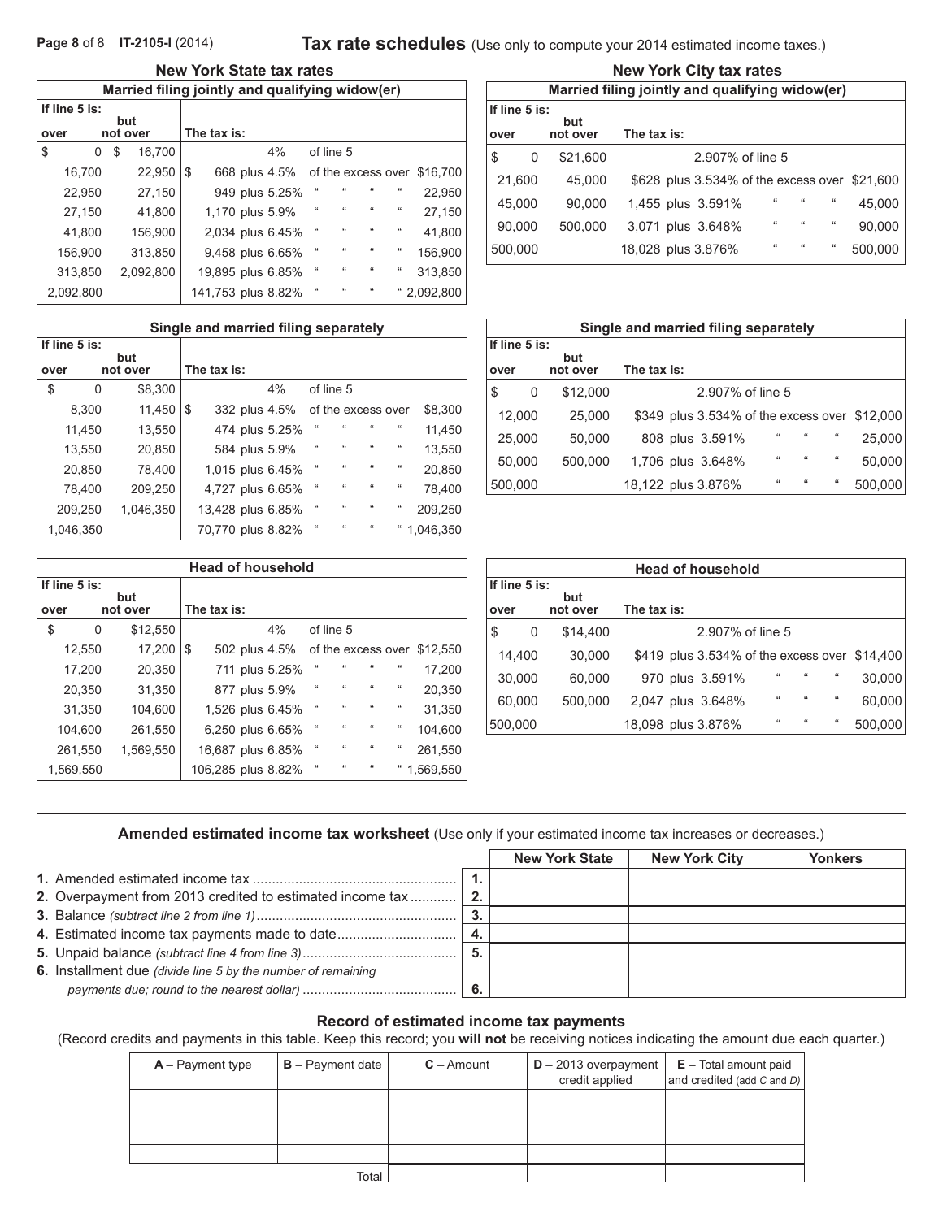## Tax rate schedules (Use only to compute your 2014 estimated income taxes.)

### New York State tax rates

**Married filing jointly and qualifying widow(er)**

| If line 5 is: over | but not over | The tax is: |
|---|---|---|
| $ 0 | $ 16,700 | 4% of line 5 |
| 16,700 | 22,950 | $ 668 plus 4.5% of the excess over $16,700 |
| 22,950 | 27,150 | 949 plus 5.25% " " " " 22,950 |
| 27,150 | 41,800 | 1,170 plus 5.9% " " " " 27,150 |
| 41,800 | 156,900 | 2,034 plus 6.45% " " " " 41,800 |
| 156,900 | 313,850 | 9,458 plus 6.65% " " " " 156,900 |
| 313,850 | 2,092,800 | 19,895 plus 6.85% " " " " 313,850 |
| 2,092,800 | | 141,753 plus 8.82% " " " " 2,092,800 |

**Single and married filing separately**

| If line 5 is: over | but not over | The tax is: |
|---|---|---|
| $ 0 | $8,300 | 4% of line 5 |
| 8,300 | 11,450 | $ 332 plus 4.5% of the excess over $8,300 |
| 11,450 | 13,550 | 474 plus 5.25% " " " " 11,450 |
| 13,550 | 20,850 | 584 plus 5.9% " " " " 13,550 |
| 20,850 | 78,400 | 1,015 plus 6.45% " " " " 20,850 |
| 78,400 | 209,250 | 4,727 plus 6.65% " " " " 78,400 |
| 209,250 | 1,046,350 | 13,428 plus 6.85% " " " " 209,250 |
| 1,046,350 | | 70,770 plus 8.82% " " " " 1,046,350 |

**Head of household**

| If line 5 is: over | but not over | The tax is: |
|---|---|---|
| $ 0 | $12,550 | 4% of line 5 |
| 12,550 | 17,200 | $ 502 plus 4.5% of the excess over $12,550 |
| 17,200 | 20,350 | 711 plus 5.25% " " " " 17,200 |
| 20,350 | 31,350 | 877 plus 5.9% " " " " 20,350 |
| 31,350 | 104,600 | 1,526 plus 6.45% " " " " 31,350 |
| 104,600 | 261,550 | 6,250 plus 6.65% " " " " 104,600 |
| 261,550 | 1,569,550 | 16,687 plus 6.85% " " " " 261,550 |
| 1,569,550 | | 106,285 plus 8.82% " " " " 1,569,550 |

### New York City tax rates

**Married filing jointly and qualifying widow(er)**

| If line 5 is: over | but not over | The tax is: |
|---|---|---|
| $ 0 | $21,600 | 2.907% of line 5 |
| 21,600 | 45,000 | $628 plus 3.534% of the excess over $21,600 |
| 45,000 | 90,000 | 1,455 plus 3.591% " " " 45,000 |
| 90,000 | 500,000 | 3,071 plus 3.648% " " " 90,000 |
| 500,000 | | 18,028 plus 3.876% " " " 500,000 |

**Single and married filing separately**

| If line 5 is: over | but not over | The tax is: |
|---|---|---|
| $ 0 | $12,000 | 2.907% of line 5 |
| 12,000 | 25,000 | $349 plus 3.534% of the excess over $12,000 |
| 25,000 | 50,000 | 808 plus 3.591% " " " 25,000 |
| 50,000 | 500,000 | 1,706 plus 3.648% " " " 50,000 |
| 500,000 | | 18,122 plus 3.876% " " " 500,000 |

**Head of household**

| If line 5 is: over | but not over | The tax is: |
|---|---|---|
| $ 0 | $14,400 | 2.907% of line 5 |
| 14,400 | 30,000 | $419 plus 3.534% of the excess over $14,400 |
| 30,000 | 60,000 | 970 plus 3.591% " " " 30,000 |
| 60,000 | 500,000 | 2,047 plus 3.648% " " " 60,000 |
| 500,000 | | 18,098 plus 3.876% " " " 500,000 |

### Amended estimated income tax worksheet (Use only if your estimated income tax increases or decreases.)

| | | New York State | New York City | Yonkers |
|---|---|---|---|---|
| **1.** Amended estimated income tax | 1. | | | |
| **2.** Overpayment from 2013 credited to estimated income tax | 2. | | | |
| **3.** Balance *(subtract line 2 from line 1)* | 3. | | | |
| **4.** Estimated income tax payments made to date | 4. | | | |
| **5.** Unpaid balance *(subtract line 4 from line 3)* | 5. | | | |
| **6.** Installment due *(divide line 5 by the number of remaining payments due; round to the nearest dollar)* | 6. | | | |

### Record of estimated income tax payments

(Record credits and payments in this table. Keep this record; you **will not** be receiving notices indicating the amount due each quarter.)

| A – Payment type | B – Payment date | C – Amount | D – 2013 overpayment credit applied | E – Total amount paid and credited *(add C and D)* |
|---|---|---|---|---|
| | | | | |
| | | | | |
| | | | | |
| | | | | |
| | Total | | | |